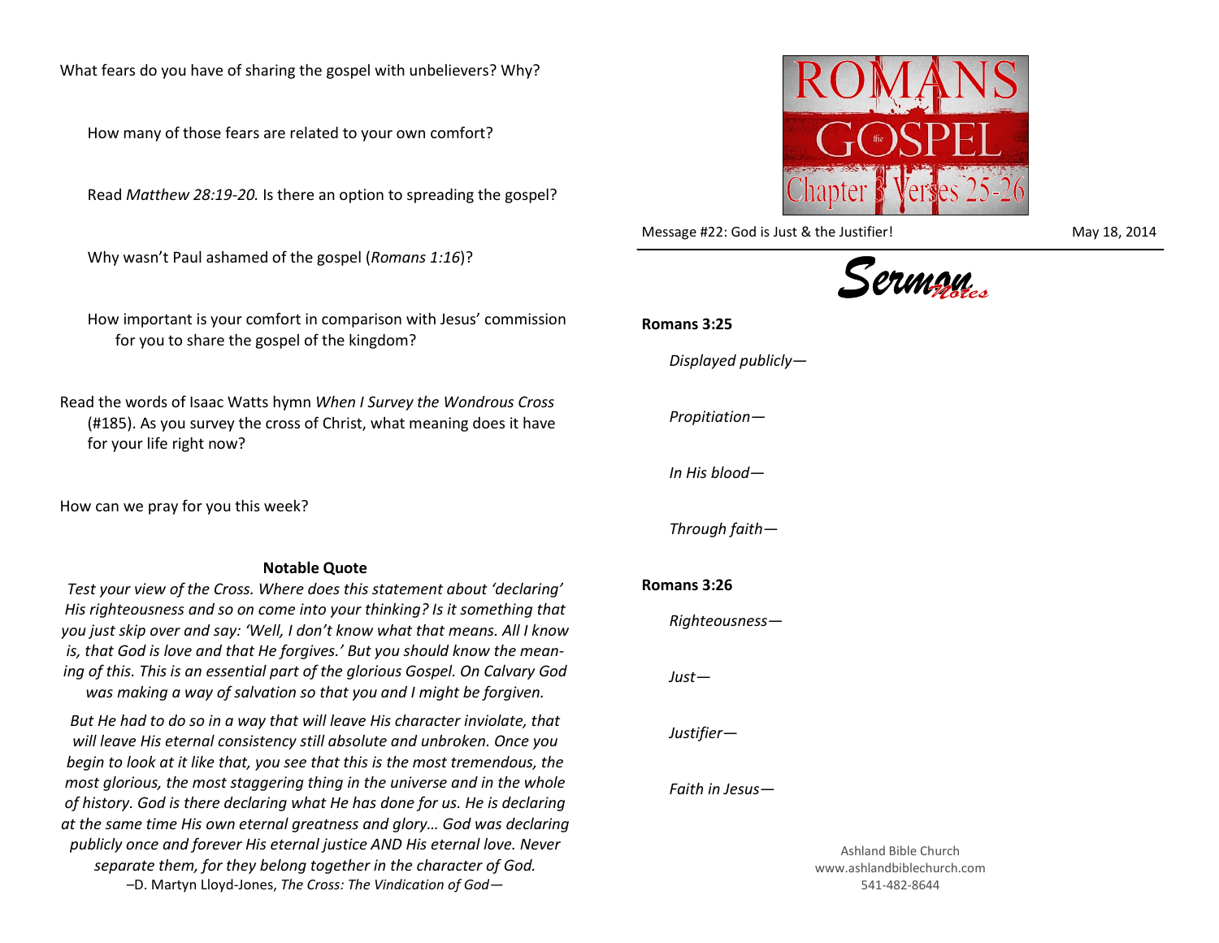What fears do you have of sharing the gospel with unbelievers? Why?

How many of those fears are related to your own comfort?

Read *Matthew 28:19-20.* Is there an option to spreading the gospel?

Why wasn't Paul ashamed of the gospel (*Romans 1:16*)?

How important is your comfort in comparison with Jesus' commission for you to share the gospel of the kingdom?

Read the words of Isaac Watts hymn *When I Survey the Wondrous Cross* (#185). As you survey the cross of Christ, what meaning does it have for your life right now?

How can we pray for you this week?

**Notable Quote**

*Test your view of the Cross. Where does this statement about 'declaring' His righteousness and so on come into your thinking? Is it something that you just skip over and say: 'Well, I don't know what that means. All I know is, that God is love and that He forgives.' But you should know the meaning of this. This is an essential part of the glorious Gospel. On Calvary God was making a way of salvation so that you and I might be forgiven.*

*But He had to do so in a way that will leave His character inviolate, that will leave His eternal consistency still absolute and unbroken. Once you begin to look at it like that, you see that this is the most tremendous, the most glorious, the most staggering thing in the universe and in the whole of history. God is there declaring what He has done for us. He is declaring at the same time His own eternal greatness and glory… God was declaring publicly once and forever His eternal justice AND His eternal love. Never separate them, for they belong together in the character of God.*

–D. Martyn Lloyd-Jones, *The Cross: The Vindication of God*—

# ROMANS the GOSPEL Chapter 3 Verses 25-26

Message #22: God is Just & the Justifier! May 18, 2014

## Sermon Notes

**Romans 3:25**

*Displayed publicly*—

*Propitiation*—

*In His blood*—

*Through faith*—

**Romans 3:26**

*Righteousness*—

*Just*—

*Justifier*—

*Faith in Jesus*—

Ashland Bible Church
www.ashlandbiblechurch.com
541-482-8644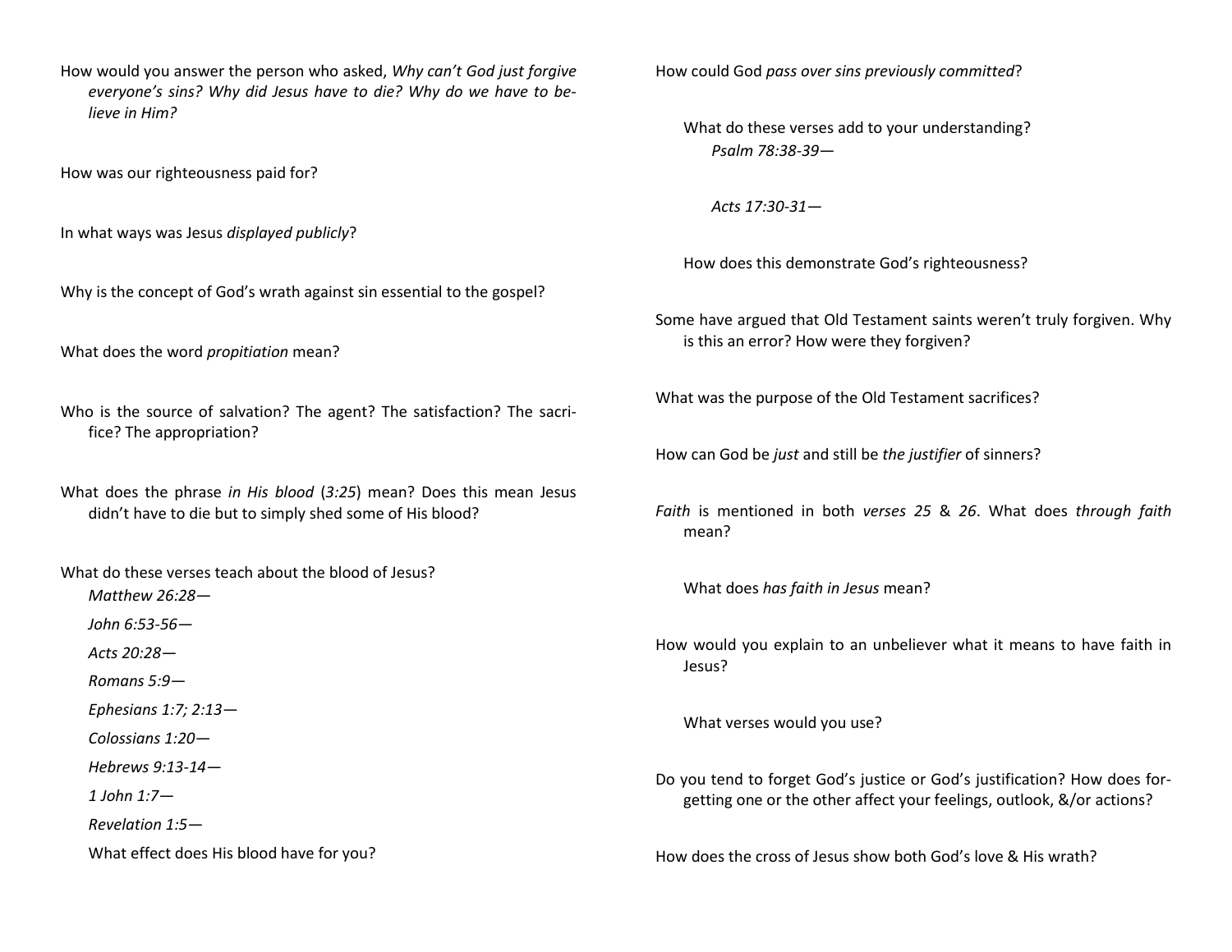How would you answer the person who asked, *Why can't God just forgive everyone's sins? Why did Jesus have to die? Why do we have to believe in Him?*

How was our righteousness paid for?

In what ways was Jesus *displayed publicly*?

Why is the concept of God's wrath against sin essential to the gospel?

What does the word *propitiation* mean?

Who is the source of salvation? The agent? The satisfaction? The sacrifice? The appropriation?

What does the phrase *in His blood* (*3:25*) mean? Does this mean Jesus didn't have to die but to simply shed some of His blood?

What do these verses teach about the blood of Jesus?

*Matthew 26:28—*

*John 6:53-56—*

*Acts 20:28—*

*Romans 5:9—*

*Ephesians 1:7; 2:13—*

*Colossians 1:20—*

*Hebrews 9:13-14—*

*1 John 1:7—*

*Revelation 1:5—*

What effect does His blood have for you?

How could God *pass over sins previously committed*?

What do these verses add to your understanding?

*Psalm 78:38-39—*

*Acts 17:30-31—*

How does this demonstrate God's righteousness?

Some have argued that Old Testament saints weren't truly forgiven. Why is this an error? How were they forgiven?

What was the purpose of the Old Testament sacrifices?

How can God be *just* and still be *the justifier* of sinners?

*Faith* is mentioned in both *verses 25* & *26*. What does *through faith* mean?

What does *has faith in Jesus* mean?

How would you explain to an unbeliever what it means to have faith in Jesus?

What verses would you use?

Do you tend to forget God's justice or God's justification? How does forgetting one or the other affect your feelings, outlook, &/or actions?

How does the cross of Jesus show both God's love & His wrath?